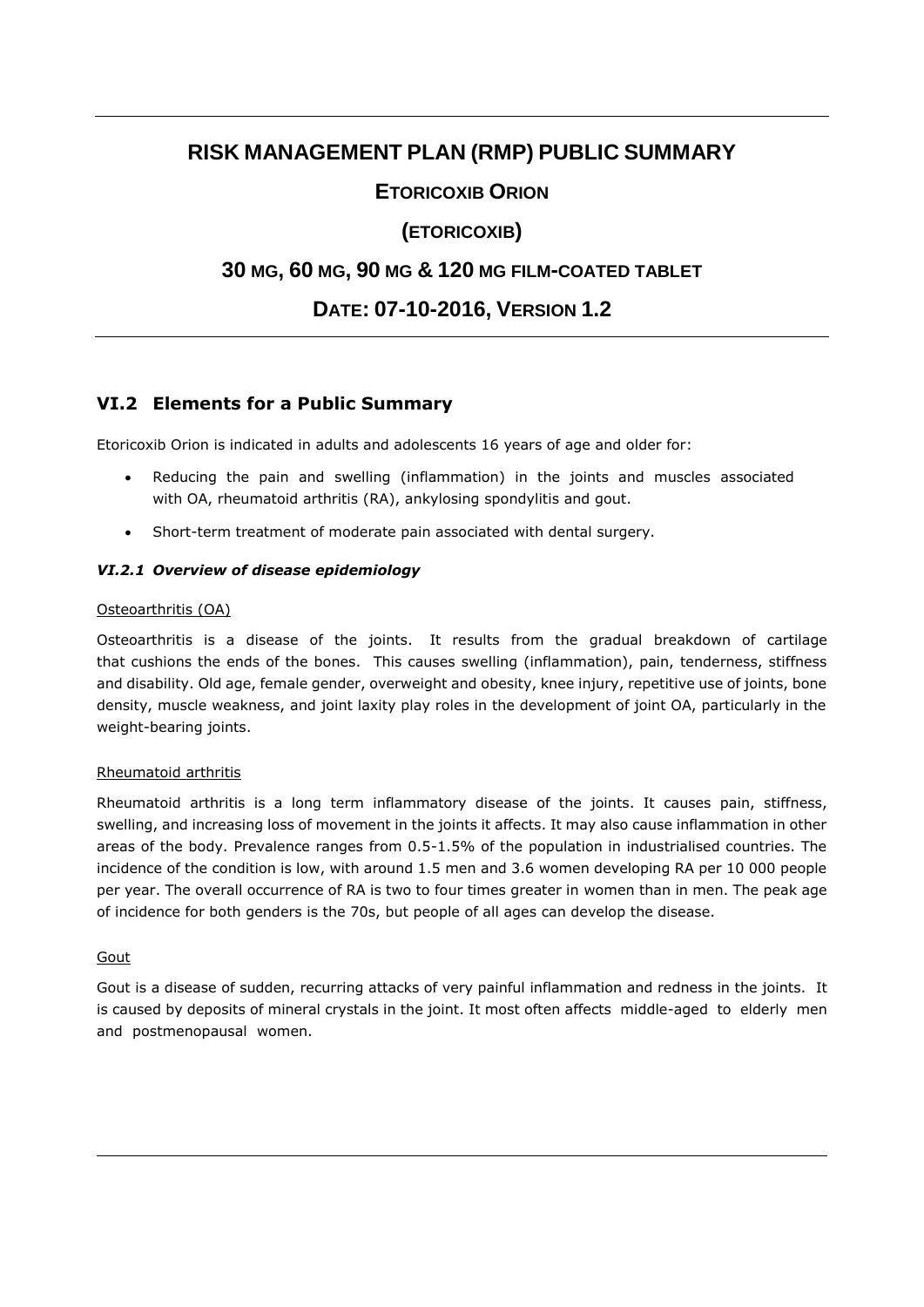# RISK MANAGEMENT PLAN (RMP) PUBLIC SUMMARY

## ETORICOXIB ORION

## (ETORICOXIB)

## 30 MG, 60 MG, 90 MG & 120 MG FILM-COATED TABLET

## DATE: 07-10-2016, VERSION 1.2

## VI.2 Elements for a Public Summary

Etoricoxib Orion is indicated in adults and adolescents 16 years of age and older for:

- Reducing the pain and swelling (inflammation) in the joints and muscles associated with OA, rheumatoid arthritis (RA), ankylosing spondylitis and gout.
- Short-term treatment of moderate pain associated with dental surgery.

### *VI.2.1 Overview of disease epidemiology*

Osteoarthritis (OA)

Osteoarthritis is a disease of the joints. It results from the gradual breakdown of cartilage that cushions the ends of the bones. This causes swelling (inflammation), pain, tenderness, stiffness and disability. Old age, female gender, overweight and obesity, knee injury, repetitive use of joints, bone density, muscle weakness, and joint laxity play roles in the development of joint OA, particularly in the weight-bearing joints.

Rheumatoid arthritis

Rheumatoid arthritis is a long term inflammatory disease of the joints. It causes pain, stiffness, swelling, and increasing loss of movement in the joints it affects. It may also cause inflammation in other areas of the body. Prevalence ranges from 0.5-1.5% of the population in industrialised countries. The incidence of the condition is low, with around 1.5 men and 3.6 women developing RA per 10 000 people per year. The overall occurrence of RA is two to four times greater in women than in men. The peak age of incidence for both genders is the 70s, but people of all ages can develop the disease.

Gout

Gout is a disease of sudden, recurring attacks of very painful inflammation and redness in the joints. It is caused by deposits of mineral crystals in the joint. It most often affects middle-aged to elderly men and postmenopausal women.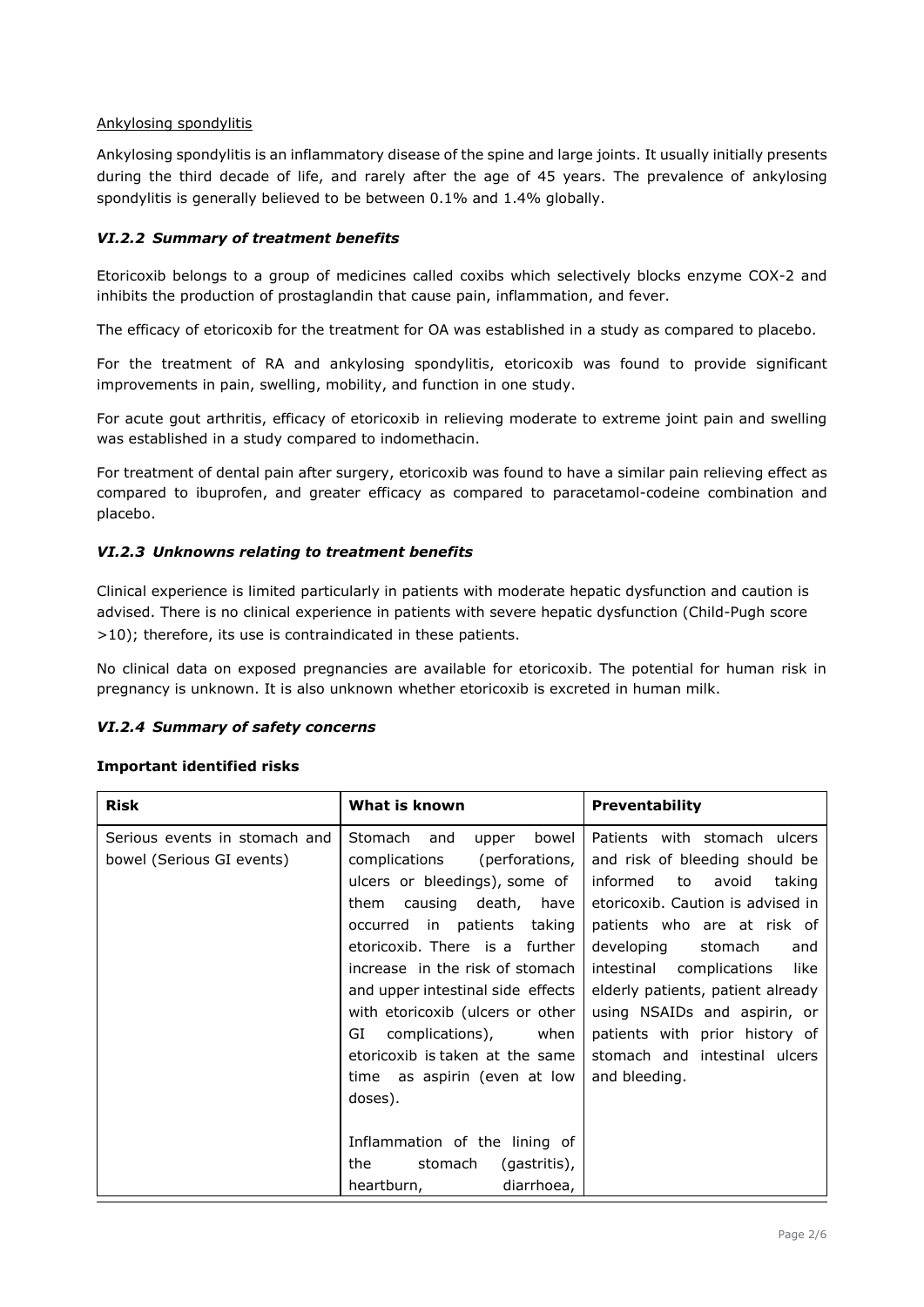Ankylosing spondylitis

Ankylosing spondylitis is an inflammatory disease of the spine and large joints. It usually initially presents during the third decade of life, and rarely after the age of 45 years. The prevalence of ankylosing spondylitis is generally believed to be between 0.1% and 1.4% globally.

### *VI.2.2 Summary of treatment benefits*

Etoricoxib belongs to a group of medicines called coxibs which selectively blocks enzyme COX-2 and inhibits the production of prostaglandin that cause pain, inflammation, and fever.

The efficacy of etoricoxib for the treatment for OA was established in a study as compared to placebo.

For the treatment of RA and ankylosing spondylitis, etoricoxib was found to provide significant improvements in pain, swelling, mobility, and function in one study.

For acute gout arthritis, efficacy of etoricoxib in relieving moderate to extreme joint pain and swelling was established in a study compared to indomethacin.

For treatment of dental pain after surgery, etoricoxib was found to have a similar pain relieving effect as compared to ibuprofen, and greater efficacy as compared to paracetamol-codeine combination and placebo.

### *VI.2.3 Unknowns relating to treatment benefits*

Clinical experience is limited particularly in patients with moderate hepatic dysfunction and caution is advised. There is no clinical experience in patients with severe hepatic dysfunction (Child-Pugh score >10); therefore, its use is contraindicated in these patients.

No clinical data on exposed pregnancies are available for etoricoxib. The potential for human risk in pregnancy is unknown. It is also unknown whether etoricoxib is excreted in human milk.

### *VI.2.4 Summary of safety concerns*

**Important identified risks**

| **Risk** | **What is known** | **Preventability** |
|---|---|---|
| Serious events in stomach and bowel (Serious GI events) | Stomach and upper bowel complications (perforations, ulcers or bleedings), some of them causing death, have occurred in patients taking etoricoxib. There is a further increase in the risk of stomach and upper intestinal side effects with etoricoxib (ulcers or other GI complications), when etoricoxib is taken at the same time as aspirin (even at low doses).<br><br>Inflammation of the lining of the stomach (gastritis), heartburn, diarrhoea, | Patients with stomach ulcers and risk of bleeding should be informed to avoid taking etoricoxib. Caution is advised in patients who are at risk of developing stomach and intestinal complications like elderly patients, patient already using NSAIDs and aspirin, or patients with prior history of stomach and intestinal ulcers and bleeding. |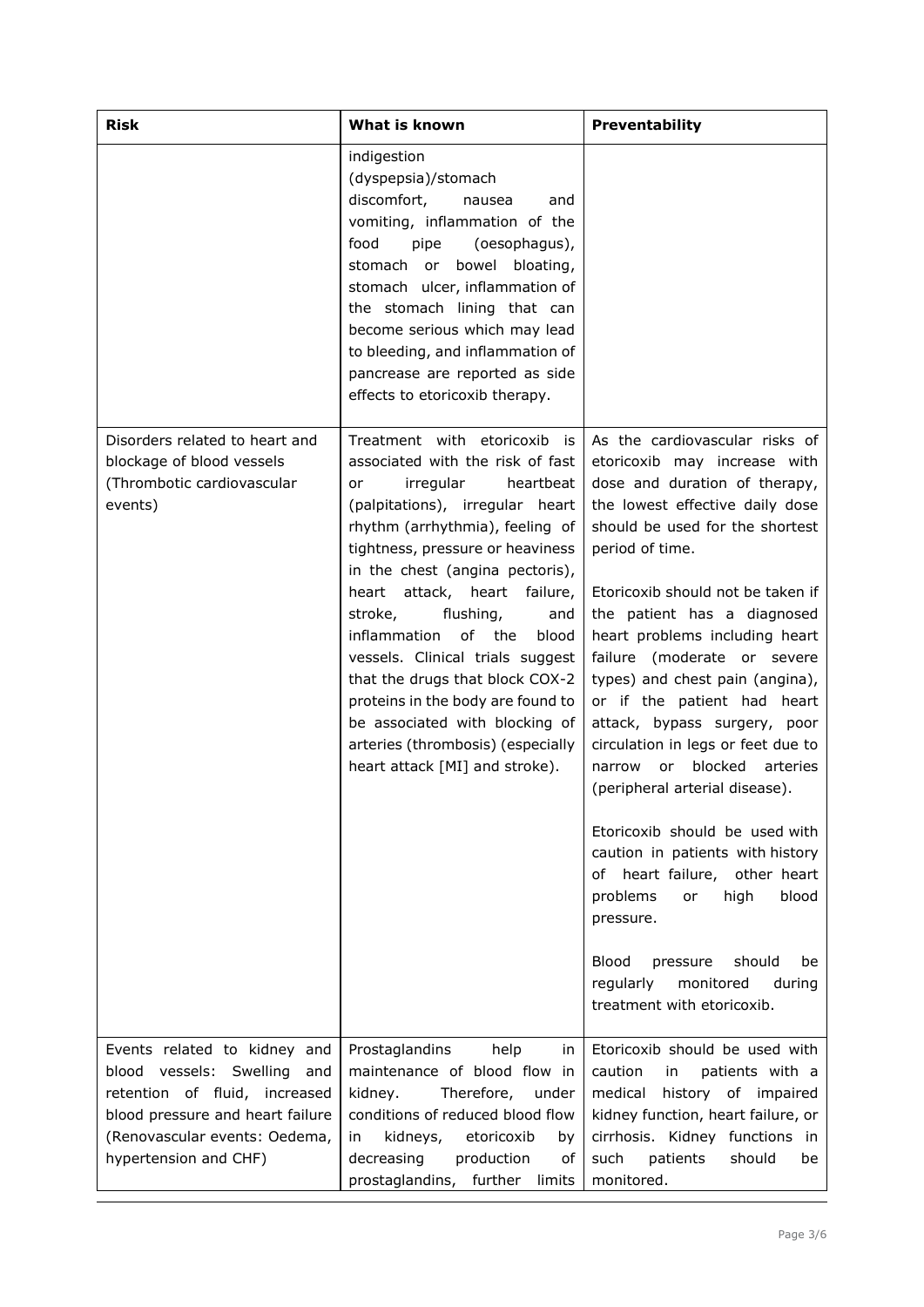| Risk | What is known | Preventability |
|---|---|---|
| | indigestion (dyspepsia)/stomach discomfort, nausea and vomiting, inflammation of the food pipe (oesophagus), stomach or bowel bloating, stomach ulcer, inflammation of the stomach lining that can become serious which may lead to bleeding, and inflammation of pancrease are reported as side effects to etoricoxib therapy. | |
| Disorders related to heart and blockage of blood vessels (Thrombotic cardiovascular events) | Treatment with etoricoxib is associated with the risk of fast or irregular heartbeat (palpitations), irregular heart rhythm (arrhythmia), feeling of tightness, pressure or heaviness in the chest (angina pectoris), heart attack, heart failure, stroke, flushing, and inflammation of the blood vessels. Clinical trials suggest that the drugs that block COX-2 proteins in the body are found to be associated with blocking of arteries (thrombosis) (especially heart attack [MI] and stroke). | As the cardiovascular risks of etoricoxib may increase with dose and duration of therapy, the lowest effective daily dose should be used for the shortest period of time.<br><br>Etoricoxib should not be taken if the patient has a diagnosed heart problems including heart failure (moderate or severe types) and chest pain (angina), or if the patient had heart attack, bypass surgery, poor circulation in legs or feet due to narrow or blocked arteries (peripheral arterial disease).<br><br>Etoricoxib should be used with caution in patients with history of heart failure, other heart problems or high blood pressure.<br><br>Blood pressure should be regularly monitored during treatment with etoricoxib. |
| Events related to kidney and blood vessels: Swelling and retention of fluid, increased blood pressure and heart failure (Renovascular events: Oedema, hypertension and CHF) | Prostaglandins help in maintenance of blood flow in kidney. Therefore, under conditions of reduced blood flow in kidneys, etoricoxib by decreasing production of prostaglandins, further limits | Etoricoxib should be used with caution in patients with a medical history of impaired kidney function, heart failure, or cirrhosis. Kidney functions in such patients should be monitored. |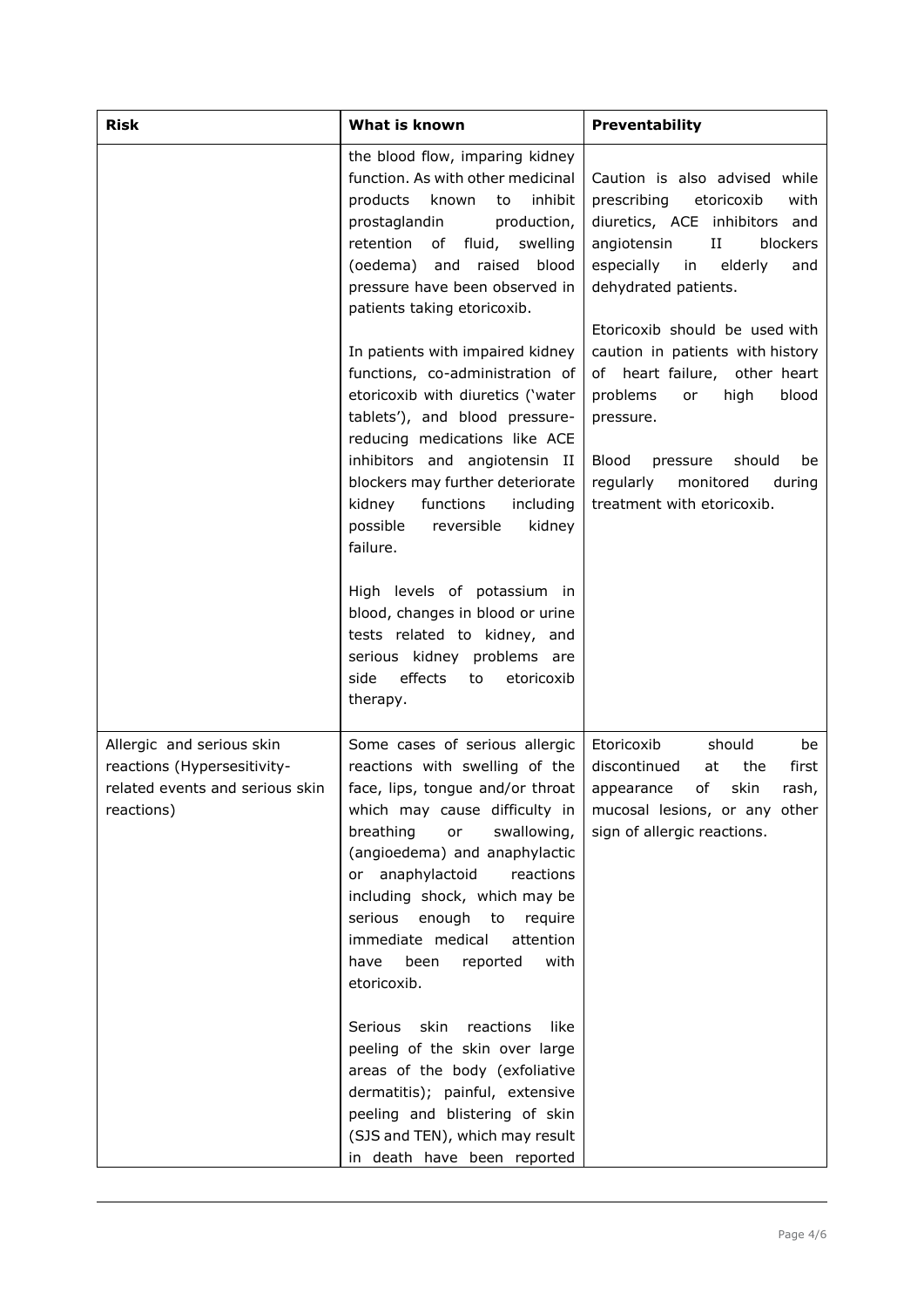| Risk | What is known | Preventability |
|---|---|---|
| | the blood flow, imparing kidney function. As with other medicinal products known to inhibit prostaglandin production, retention of fluid, swelling (oedema) and raised blood pressure have been observed in patients taking etoricoxib.<br><br>In patients with impaired kidney functions, co-administration of etoricoxib with diuretics ('water tablets'), and blood pressure-reducing medications like ACE inhibitors and angiotensin II blockers may further deteriorate kidney functions including possible reversible kidney failure.<br><br>High levels of potassium in blood, changes in blood or urine tests related to kidney, and serious kidney problems are side effects to etoricoxib therapy. | Caution is also advised while prescribing etoricoxib with diuretics, ACE inhibitors and angiotensin II blockers especially in elderly and dehydrated patients.<br><br>Etoricoxib should be used with caution in patients with history of heart failure, other heart problems or high blood pressure.<br><br>Blood pressure should be regularly monitored during treatment with etoricoxib. |
| Allergic and serious skin reactions (Hypersensitivity-related events and serious skin reactions) | Some cases of serious allergic reactions with swelling of the face, lips, tongue and/or throat which may cause difficulty in breathing or swallowing, (angioedema) and anaphylactic or anaphylactoid reactions including shock, which may be serious enough to require immediate medical attention have been reported with etoricoxib.<br><br>Serious skin reactions like peeling of the skin over large areas of the body (exfoliative dermatitis); painful, extensive peeling and blistering of skin (SJS and TEN), which may result in death have been reported | Etoricoxib should be discontinued at the first appearance of skin rash, mucosal lesions, or any other sign of allergic reactions. |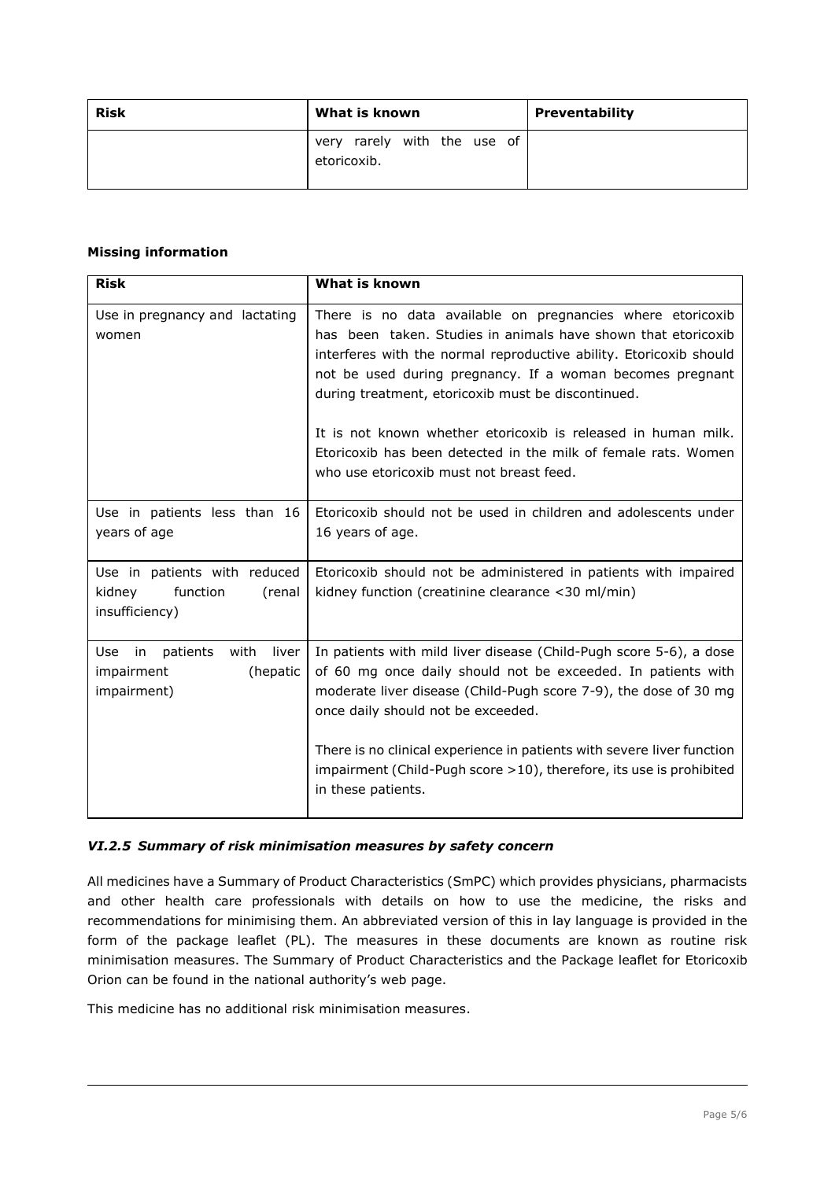| Risk | What is known | Preventability |
|---|---|---|
| | very rarely with the use of etoricoxib. | |

**Missing information**

| Risk | What is known |
|---|---|
| Use in pregnancy and lactating women | There is no data available on pregnancies where etoricoxib has been taken. Studies in animals have shown that etoricoxib interferes with the normal reproductive ability. Etoricoxib should not be used during pregnancy. If a woman becomes pregnant during treatment, etoricoxib must be discontinued.<br><br>It is not known whether etoricoxib is released in human milk. Etoricoxib has been detected in the milk of female rats. Women who use etoricoxib must not breast feed. |
| Use in patients less than 16 years of age | Etoricoxib should not be used in children and adolescents under 16 years of age. |
| Use in patients with reduced kidney function (renal insufficiency) | Etoricoxib should not be administered in patients with impaired kidney function (creatinine clearance <30 ml/min) |
| Use in patients with liver impairment (hepatic impairment) | In patients with mild liver disease (Child-Pugh score 5-6), a dose of 60 mg once daily should not be exceeded. In patients with moderate liver disease (Child-Pugh score 7-9), the dose of 30 mg once daily should not be exceeded.<br><br>There is no clinical experience in patients with severe liver function impairment (Child-Pugh score >10), therefore, its use is prohibited in these patients. |

### *VI.2.5 Summary of risk minimisation measures by safety concern*

All medicines have a Summary of Product Characteristics (SmPC) which provides physicians, pharmacists and other health care professionals with details on how to use the medicine, the risks and recommendations for minimising them. An abbreviated version of this in lay language is provided in the form of the package leaflet (PL). The measures in these documents are known as routine risk minimisation measures. The Summary of Product Characteristics and the Package leaflet for Etoricoxib Orion can be found in the national authority's web page.

This medicine has no additional risk minimisation measures.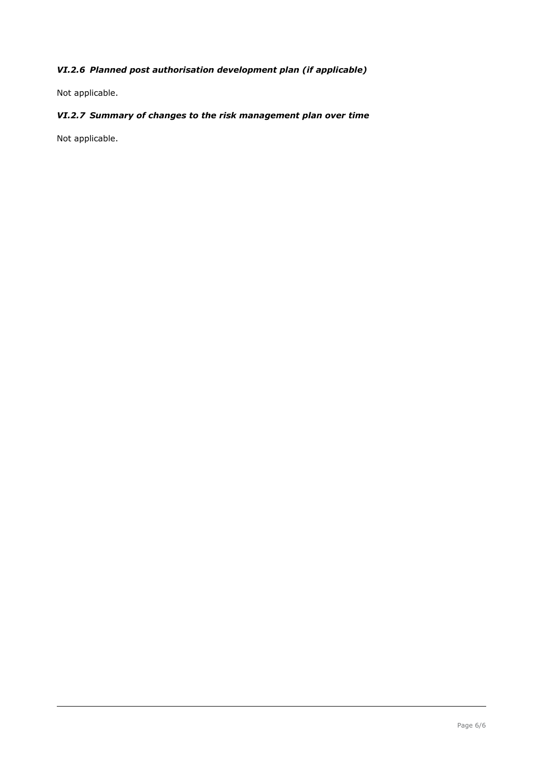### *VI.2.6 Planned post authorisation development plan (if applicable)*

Not applicable.

### *VI.2.7 Summary of changes to the risk management plan over time*

Not applicable.